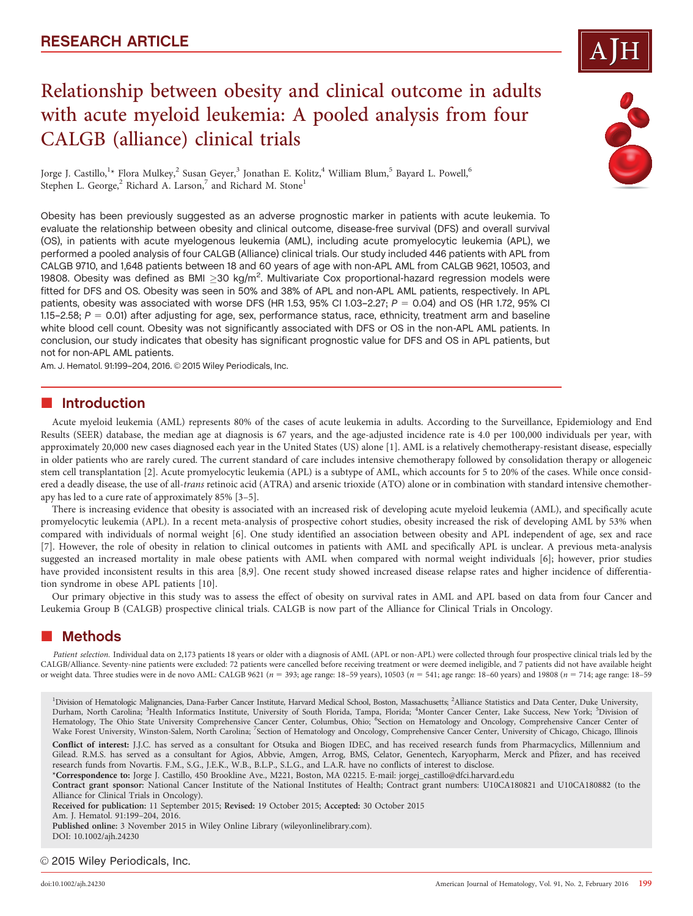RESEARCH ARTICLE

# Relationship between obesity and clinical outcome in adults with acute myeloid leukemia: A pooled analysis from four CALGB (alliance) clinical trials

Jorge J. Castillo,[1]* Flora Mulkey,[2] Susan Geyer,[3] Jonathan E. Kolitz,[4] William Blum,[5] Bayard L. Powell,[6] Stephen L. George,[2] Richard A. Larson,[7] and Richard M. Stone[1]

Obesity has been previously suggested as an adverse prognostic marker in patients with acute leukemia. To evaluate the relationship between obesity and clinical outcome, disease-free survival (DFS) and overall survival (OS), in patients with acute myelogenous leukemia (AML), including acute promyelocytic leukemia (APL), we performed a pooled analysis of four CALGB (Alliance) clinical trials. Our study included 446 patients with APL from CALGB 9710, and 1,648 patients between 18 and 60 years of age with non-APL AML from CALGB 9621, 10503, and 19808. Obesity was defined as BMI $\geq$30 kg/m$^2$. Multivariate Cox proportional-hazard regression models were fitted for DFS and OS. Obesity was seen in 50% and 38% of APL and non-APL AML patients, respectively. In APL patients, obesity was associated with worse DFS (HR 1.53, 95% CI 1.03–2.27; $P = 0.04$) and OS (HR 1.72, 95% CI 1.15–2.58; $P = 0.01$) after adjusting for age, sex, performance status, race, ethnicity, treatment arm and baseline white blood cell count. Obesity was not significantly associated with DFS or OS in the non-APL AML patients. In conclusion, our study indicates that obesity has significant prognostic value for DFS and OS in APL patients, but not for non-APL AML patients.

Am. J. Hematol. 91:199–204, 2016. © 2015 Wiley Periodicals, Inc.

## Introduction

Acute myeloid leukemia (AML) represents 80% of the cases of acute leukemia in adults. According to the Surveillance, Epidemiology and End Results (SEER) database, the median age at diagnosis is 67 years, and the age-adjusted incidence rate is 4.0 per 100,000 individuals per year, with approximately 20,000 new cases diagnosed each year in the United States (US) alone [1]. AML is a relatively chemotherapy-resistant disease, especially in older patients who are rarely cured. The current standard of care includes intensive chemotherapy followed by consolidation therapy or allogeneic stem cell transplantation [2]. Acute promyelocytic leukemia (APL) is a subtype of AML, which accounts for 5 to 20% of the cases. While once considered a deadly disease, the use of all-*trans* retinoic acid (ATRA) and arsenic trioxide (ATO) alone or in combination with standard intensive chemotherapy has led to a cure rate of approximately 85% [3–5].

There is increasing evidence that obesity is associated with an increased risk of developing acute myeloid leukemia (AML), and specifically acute promyelocytic leukemia (APL). In a recent meta-analysis of prospective cohort studies, obesity increased the risk of developing AML by 53% when compared with individuals of normal weight [6]. One study identified an association between obesity and APL independent of age, sex and race [7]. However, the role of obesity in relation to clinical outcomes in patients with AML and specifically APL is unclear. A previous meta-analysis suggested an increased mortality in male obese patients with AML when compared with normal weight individuals [6]; however, prior studies have provided inconsistent results in this area [8,9]. One recent study showed increased disease relapse rates and higher incidence of differentiation syndrome in obese APL patients [10].

Our primary objective in this study was to assess the effect of obesity on survival rates in AML and APL based on data from four Cancer and Leukemia Group B (CALGB) prospective clinical trials. CALGB is now part of the Alliance for Clinical Trials in Oncology.

## Methods

*Patient selection.* Individual data on 2,173 patients 18 years or older with a diagnosis of AML (APL or non-APL) were collected through four prospective clinical trials led by the CALGB/Alliance. Seventy-nine patients were excluded: 72 patients were cancelled before receiving treatment or were deemed ineligible, and 7 patients did not have available height or weight data. Three studies were in de novo AML: CALGB 9621 ($n = 393$; age range: 18–59 years), 10503 ($n = 541$; age range: 18–60 years) and 19808 ($n = 714$; age range: 18–59

[1]Division of Hematologic Malignancies, Dana-Farber Cancer Institute, Harvard Medical School, Boston, Massachusetts; [2]Alliance Statistics and Data Center, Duke University, Durham, North Carolina; [3]Health Informatics Institute, University of South Florida, Tampa, Florida; [4]Monter Cancer Center, Lake Success, New York; [5]Division of Hematology, The Ohio State University Comprehensive Cancer Center, Columbus, Ohio; [6]Section on Hematology and Oncology, Comprehensive Cancer Center of Wake Forest University, Winston-Salem, North Carolina; [7]Section of Hematology and Oncology, Comprehensive Cancer Center, University of Chicago, Chicago, Illinois

**Conflict of interest:** J.J.C. has served as a consultant for Otsuka and Biogen IDEC, and has received research funds from Pharmacyclics, Millennium and Gilead. R.M.S. has served as a consultant for Agios, Abbvie, Amgen, Arrog, BMS, Celator, Genentech, Karyopharm, Merck and Pfizer, and has received research funds from Novartis. F.M., S.G., J.E.K., W.B., B.L.P., S.L.G., and L.A.R. have no conflicts of interest to disclose.

*Correspondence to: Jorge J. Castillo, 450 Brookline Ave., M221, Boston, MA 02215. E-mail: jorgej_castillo@dfci.harvard.edu

**Contract grant sponsor:** National Cancer Institute of the National Institutes of Health; Contract grant numbers: U10CA180821 and U10CA180882 (to the Alliance for Clinical Trials in Oncology).

**Received for publication:** 11 September 2015; **Revised:** 19 October 2015; **Accepted:** 30 October 2015

Am. J. Hematol. 91:199–204, 2016.

**Published online:** 3 November 2015 in Wiley Online Library (wileyonlinelibrary.com).

DOI: 10.1002/ajh.24230

© 2015 Wiley Periodicals, Inc.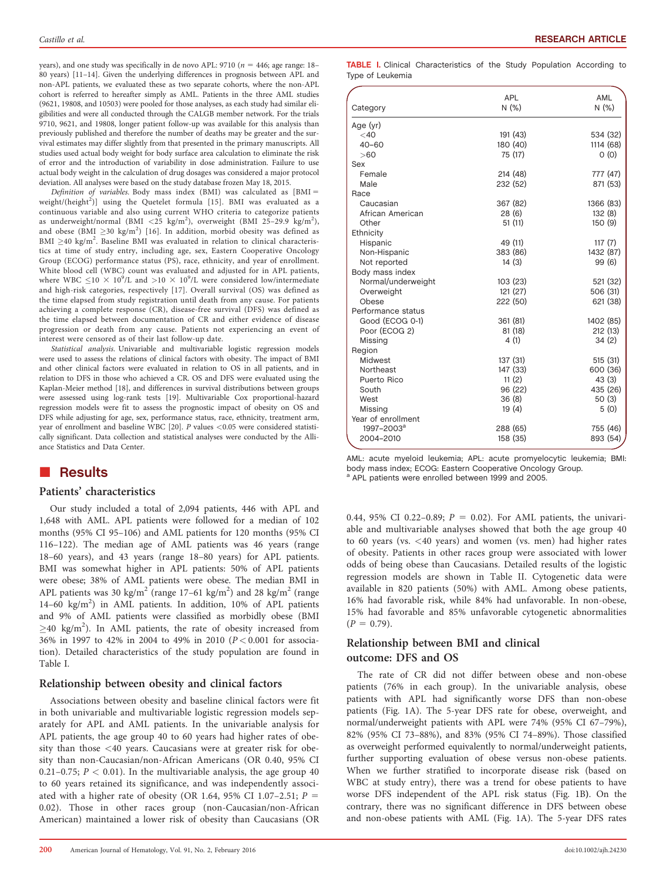years), and one study was specifically in de novo APL: 9710 ($n$ = 446; age range: 18–80 years) [11–14]. Given the underlying differences in prognosis between APL and non-APL patients, we evaluated these as two separate cohorts, where the non-APL cohort is referred to hereafter simply as AML. Patients in the three AML studies (9621, 19808, and 10503) were pooled for those analyses, as each study had similar eligibilities and were all conducted through the CALGB member network. For the trials 9710, 9621, and 19808, longer patient follow-up was available for this analysis than previously published and therefore the number of deaths may be greater and the survival estimates may differ slightly from that presented in the primary manuscripts. All studies used actual body weight for body surface area calculation to eliminate the risk of error and the introduction of variability in dose administration. Failure to use actual body weight in the calculation of drug dosages was considered a major protocol deviation. All analyses were based on the study database frozen May 18, 2015.

*Definition of variables.* Body mass index (BMI) was calculated as [BMI = weight/(height$^2$)] using the Quetelet formula [15]. BMI was evaluated as a continuous variable and also using current WHO criteria to categorize patients as underweight/normal (BMI <25 kg/m$^2$), overweight (BMI 25–29.9 kg/m$^2$), and obese (BMI ≥30 kg/m$^2$) [16]. In addition, morbid obesity was defined as BMI ≥40 kg/m$^2$. Baseline BMI was evaluated in relation to clinical characteristics at time of study entry, including age, sex, Eastern Cooperative Oncology Group (ECOG) performance status (PS), race, ethnicity, and year of enrollment. White blood cell (WBC) count was evaluated and adjusted for in APL patients, where WBC $\leq 10 \times 10^9$/L and $>10 \times 10^9$/L were considered low/intermediate and high-risk categories, respectively [17]. Overall survival (OS) was defined as the time elapsed from study registration until death from any cause. For patients achieving a complete response (CR), disease-free survival (DFS) was defined as the time elapsed between documentation of CR and either evidence of disease progression or death from any cause. Patients not experiencing an event of interest were censored as of their last follow-up date.

*Statistical analysis.* Univariable and multivariable logistic regression models were used to assess the relations of clinical factors with obesity. The impact of BMI and other clinical factors were evaluated in relation to OS in all patients, and in relation to DFS in those who achieved a CR. OS and DFS were evaluated using the Kaplan-Meier method [18], and differences in survival distributions between groups were assessed using log-rank tests [19]. Multivariable Cox proportional-hazard regression models were fit to assess the prognostic impact of obesity on OS and DFS while adjusting for age, sex, performance status, race, ethnicity, treatment arm, year of enrollment and baseline WBC [20]. $P$ values <0.05 were considered statistically significant. Data collection and statistical analyses were conducted by the Alliance Statistics and Data Center.

## Results

### Patients' characteristics

Our study included a total of 2,094 patients, 446 with APL and 1,648 with AML. APL patients were followed for a median of 102 months (95% CI 95–106) and AML patients for 120 months (95% CI 116–122). The median age of AML patients was 46 years (range 18–60 years), and 43 years (range 18–80 years) for APL patients. BMI was somewhat higher in APL patients: 50% of APL patients were obese; 38% of AML patients were obese. The median BMI in APL patients was 30 kg/m$^2$ (range 17–61 kg/m$^2$) and 28 kg/m$^2$ (range 14–60 kg/m$^2$) in AML patients. In addition, 10% of APL patients and 9% of AML patients were classified as morbidly obese (BMI ≥40 kg/m$^2$). In AML patients, the rate of obesity increased from 36% in 1997 to 42% in 2004 to 49% in 2010 ($P$ < 0.001 for association). Detailed characteristics of the study population are found in Table I.

### Relationship between obesity and clinical factors

Associations between obesity and baseline clinical factors were fit in both univariable and multivariable logistic regression models separately for APL and AML patients. In the univariable analysis for APL patients, the age group 40 to 60 years had higher rates of obesity than those <40 years. Caucasians were at greater risk for obesity than non-Caucasian/non-African Americans (OR 0.40, 95% CI 0.21–0.75; $P$ < 0.01). In the multivariable analysis, the age group 40 to 60 years retained its significance, and was independently associated with a higher rate of obesity (OR 1.64, 95% CI 1.07–2.51; $P$ = 0.02). Those in other races group (non-Caucasian/non-African American) maintained a lower risk of obesity than Caucasians (OR 0.44, 95% CI 0.22–0.89; $P$ = 0.02). For AML patients, the univariable and multivariable analyses showed that both the age group 40 to 60 years (vs. <40 years) and women (vs. men) had higher rates of obesity. Patients in other races group were associated with lower odds of being obese than Caucasians. Detailed results of the logistic regression models are shown in Table II. Cytogenetic data were available in 820 patients (50%) with AML. Among obese patients, 16% had favorable risk, while 84% had unfavorable. In non-obese, 15% had favorable and 85% unfavorable cytogenetic abnormalities ($P$ = 0.79).

**TABLE I.** Clinical Characteristics of the Study Population According to Type of Leukemia

| Category | APL N (%) | AML N (%) |
|---|---|---|
| Age (yr) | | |
| <40 | 191 (43) | 534 (32) |
| 40–60 | 180 (40) | 1114 (68) |
| >60 | 75 (17) | 0 (0) |
| Sex | | |
| Female | 214 (48) | 777 (47) |
| Male | 232 (52) | 871 (53) |
| Race | | |
| Caucasian | 367 (82) | 1366 (83) |
| African American | 28 (6) | 132 (8) |
| Other | 51 (11) | 150 (9) |
| Ethnicity | | |
| Hispanic | 49 (11) | 117 (7) |
| Non-Hispanic | 383 (86) | 1432 (87) |
| Not reported | 14 (3) | 99 (6) |
| Body mass index | | |
| Normal/underweight | 103 (23) | 521 (32) |
| Overweight | 121 (27) | 506 (31) |
| Obese | 222 (50) | 621 (38) |
| Performance status | | |
| Good (ECOG 0-1) | 361 (81) | 1402 (85) |
| Poor (ECOG 2) | 81 (18) | 212 (13) |
| Missing | 4 (1) | 34 (2) |
| Region | | |
| Midwest | 137 (31) | 515 (31) |
| Northeast | 147 (33) | 600 (36) |
| Puerto Rico | 11 (2) | 43 (3) |
| South | 96 (22) | 435 (26) |
| West | 36 (8) | 50 (3) |
| Missing | 19 (4) | 5 (0) |
| Year of enrollment | | |
| 1997–2003[a] | 288 (65) | 755 (46) |
| 2004–2010 | 158 (35) | 893 (54) |

AML: acute myeloid leukemia; APL: acute promyelocytic leukemia; BMI: body mass index; ECOG: Eastern Cooperative Oncology Group.
[a] APL patients were enrolled between 1999 and 2005.

### Relationship between BMI and clinical outcome: DFS and OS

The rate of CR did not differ between obese and non-obese patients (76% in each group). In the univariable analysis, obese patients with APL had significantly worse DFS than non-obese patients (Fig. 1A). The 5-year DFS rate for obese, overweight, and normal/underweight patients with APL were 74% (95% CI 67–79%), 82% (95% CI 73–88%), and 83% (95% CI 74–89%). Those classified as overweight performed equivalently to normal/underweight patients, further supporting evaluation of obese versus non-obese patients. When we further stratified to incorporate disease risk (based on WBC at study entry), there was a trend for obese patients to have worse DFS independent of the APL risk status (Fig. 1B). On the contrary, there was no significant difference in DFS between obese and non-obese patients with AML (Fig. 1A). The 5-year DFS rates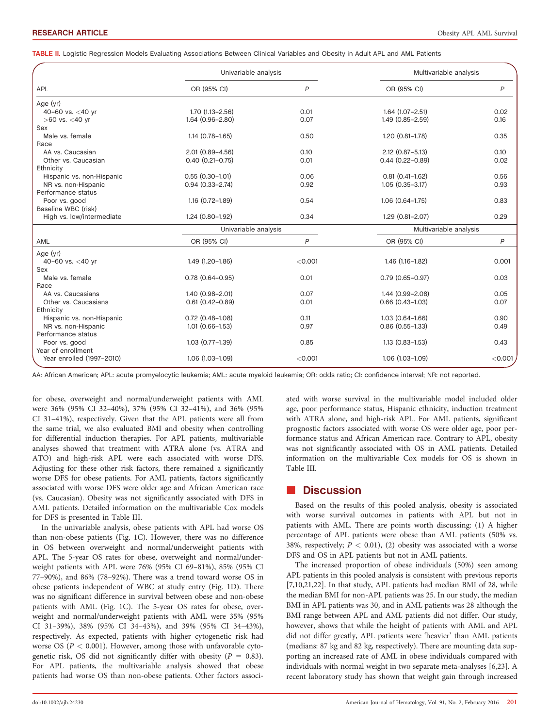TABLE II. Logistic Regression Models Evaluating Associations Between Clinical Variables and Obesity in Adult APL and AML Patients

| APL | Univariable analysis | | Multivariable analysis | |
|---|---|---|---|---|
| | OR (95% CI) | $P$ | OR (95% CI) | $P$ |
| Age (yr) | | | | |
| 40–60 vs. <40 yr | 1.70 (1.13–2.56) | 0.01 | 1.64 (1.07–2.51) | 0.02 |
| >60 vs. <40 yr | 1.64 (0.96–2.80) | 0.07 | 1.49 (0.85–2.59) | 0.16 |
| Sex | | | | |
| Male vs. female | 1.14 (0.78–1.65) | 0.50 | 1.20 (0.81–1.78) | 0.35 |
| Race | | | | |
| AA vs. Caucasian | 2.01 (0.89–4.56) | 0.10 | 2.12 (0.87–5.13) | 0.10 |
| Other vs. Caucasian | 0.40 (0.21–0.75) | 0.01 | 0.44 (0.22–0.89) | 0.02 |
| Ethnicity | | | | |
| Hispanic vs. non-Hispanic | 0.55 (0.30–1.01) | 0.06 | 0.81 (0.41–1.62) | 0.56 |
| NR vs. non-Hispanic | 0.94 (0.33–2.74) | 0.92 | 1.05 (0.35–3.17) | 0.93 |
| Performance status | | | | |
| Poor vs. good | 1.16 (0.72–1.89) | 0.54 | 1.06 (0.64–1.75) | 0.83 |
| Baseline WBC (risk) | | | | |
| High vs. low/intermediate | 1.24 (0.80–1.92) | 0.34 | 1.29 (0.81–2.07) | 0.29 |
| **AML** | **Univariable analysis** | | **Multivariable analysis** | |
| | OR (95% CI) | $P$ | OR (95% CI) | $P$ |
| Age (yr) | | | | |
| 40–60 vs. <40 yr | 1.49 (1.20–1.86) | <0.001 | 1.46 (1.16–1.82) | 0.001 |
| Sex | | | | |
| Male vs. female | 0.78 (0.64–0.95) | 0.01 | 0.79 (0.65–0.97) | 0.03 |
| Race | | | | |
| AA vs. Caucasians | 1.40 (0.98–2.01) | 0.07 | 1.44 (0.99–2.08) | 0.05 |
| Other vs. Caucasians | 0.61 (0.42–0.89) | 0.01 | 0.66 (0.43–1.03) | 0.07 |
| Ethnicity | | | | |
| Hispanic vs. non-Hispanic | 0.72 (0.48–1.08) | 0.11 | 1.03 (0.64–1.66) | 0.90 |
| NR vs. non-Hispanic | 1.01 (0.66–1.53) | 0.97 | 0.86 (0.55–1.33) | 0.49 |
| Performance status | | | | |
| Poor vs. good | 1.03 (0.77–1.39) | 0.85 | 1.13 (0.83–1.53) | 0.43 |
| Year of enrollment | | | | |
| Year enrolled (1997–2010) | 1.06 (1.03–1.09) | <0.001 | 1.06 (1.03–1.09) | <0.001 |

AA: African American; APL: acute promyelocytic leukemia; AML: acute myeloid leukemia; OR: odds ratio; CI: confidence interval; NR: not reported.

for obese, overweight and normal/underweight patients with AML were 36% (95% CI 32–40%), 37% (95% CI 32–41%), and 36% (95% CI 31–41%), respectively. Given that the APL patients were all from the same trial, we also evaluated BMI and obesity when controlling for differential induction therapies. For APL patients, multivariable analyses showed that treatment with ATRA alone (vs. ATRA and ATO) and high-risk APL were each associated with worse DFS. Adjusting for these other risk factors, there remained a significantly worse DFS for obese patients. For AML patients, factors significantly associated with worse DFS were older age and African American race (vs. Caucasian). Obesity was not significantly associated with DFS in AML patients. Detailed information on the multivariable Cox models for DFS is presented in Table III.

In the univariable analysis, obese patients with APL had worse OS than non-obese patients (Fig. 1C). However, there was no difference in OS between overweight and normal/underweight patients with APL. The 5-year OS rates for obese, overweight and normal/underweight patients with APL were 76% (95% CI 69–81%), 85% (95% CI 77–90%), and 86% (78–92%). There was a trend toward worse OS in obese patients independent of WBC at study entry (Fig. 1D). There was no significant difference in survival between obese and non-obese patients with AML (Fig. 1C). The 5-year OS rates for obese, overweight and normal/underweight patients with AML were 35% (95% CI 31–39%), 38% (95% CI 34–43%), and 39% (95% CI 34–43%), respectively. As expected, patients with higher cytogenetic risk had worse OS ($P < 0.001$). However, among those with unfavorable cytogenetic risk, OS did not significantly differ with obesity ($P = 0.83$). For APL patients, the multivariable analysis showed that obese patients had worse OS than non-obese patients. Other factors associated with worse survival in the multivariable model included older age, poor performance status, Hispanic ethnicity, induction treatment with ATRA alone, and high-risk APL. For AML patients, significant prognostic factors associated with worse OS were older age, poor performance status and African American race. Contrary to APL, obesity was not significantly associated with OS in AML patients. Detailed information on the multivariable Cox models for OS is shown in Table III.

## Discussion

Based on the results of this pooled analysis, obesity is associated with worse survival outcomes in patients with APL but not in patients with AML. There are points worth discussing: (1) A higher percentage of APL patients were obese than AML patients (50% vs. 38%, respectively; $P < 0.01$), (2) obesity was associated with a worse DFS and OS in APL patients but not in AML patients.

The increased proportion of obese individuals (50%) seen among APL patients in this pooled analysis is consistent with previous reports [7,10,21,22]. In that study, APL patients had median BMI of 28, while the median BMI for non-APL patients was 25. In our study, the median BMI in APL patients was 30, and in AML patients was 28 although the BMI range between APL and AML patients did not differ. Our study, however, shows that while the height of patients with AML and APL did not differ greatly, APL patients were 'heavier' than AML patients (medians: 87 kg and 82 kg, respectively). There are mounting data supporting an increased rate of AML in obese individuals compared with individuals with normal weight in two separate meta-analyses [6,23]. A recent laboratory study has shown that weight gain through increased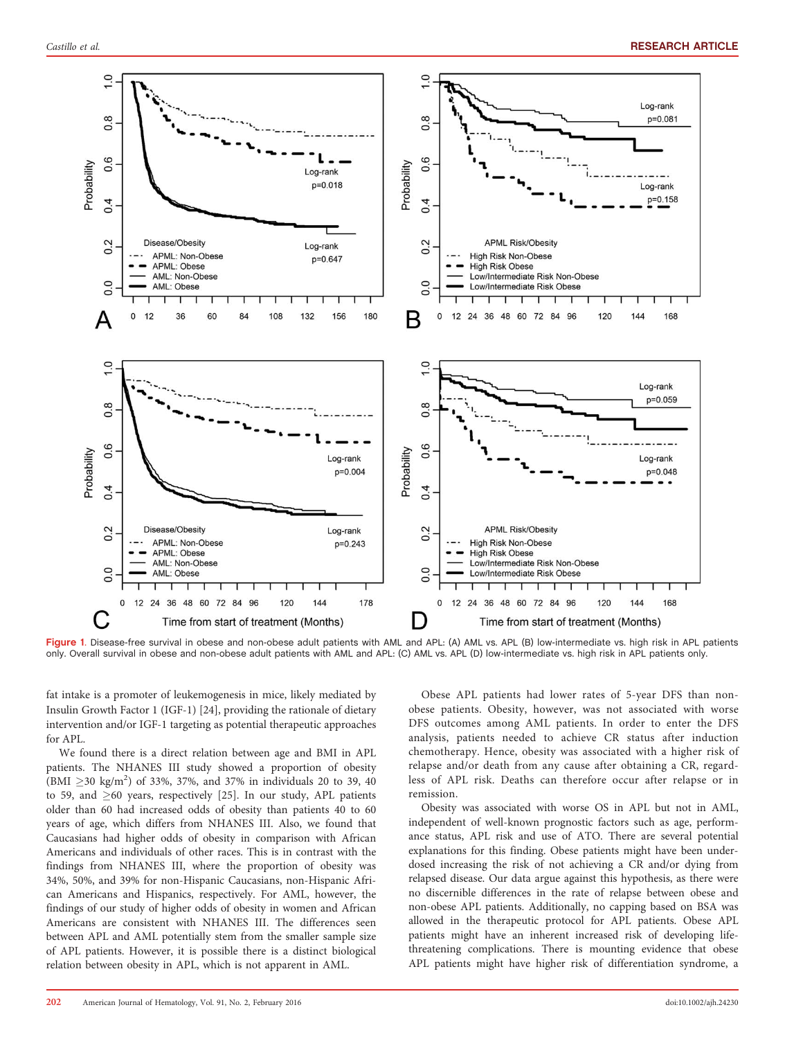Figure 1. Disease-free survival in obese and non-obese adult patients with AML and APL: (A) AML vs. APL (B) low-intermediate vs. high risk in APL patients only. Overall survival in obese and non-obese adult patients with AML and APL: (C) AML vs. APL (D) low-intermediate vs. high risk in APL patients only.

fat intake is a promoter of leukemogenesis in mice, likely mediated by Insulin Growth Factor 1 (IGF-1) [24], providing the rationale of dietary intervention and/or IGF-1 targeting as potential therapeutic approaches for APL.

We found there is a direct relation between age and BMI in APL patients. The NHANES III study showed a proportion of obesity (BMI $\geq$30 kg/m$^2$) of 33%, 37%, and 37% in individuals 20 to 39, 40 to 59, and $\geq$60 years, respectively [25]. In our study, APL patients older than 60 had increased odds of obesity than patients 40 to 60 years of age, which differs from NHANES III. Also, we found that Caucasians had higher odds of obesity in comparison with African Americans and individuals of other races. This is in contrast with the findings from NHANES III, where the proportion of obesity was 34%, 50%, and 39% for non-Hispanic Caucasians, non-Hispanic African Americans and Hispanics, respectively. For AML, however, the findings of our study of higher odds of obesity in women and African Americans are consistent with NHANES III. The differences seen between APL and AML potentially stem from the smaller sample size of APL patients. However, it is possible there is a distinct biological relation between obesity in APL, which is not apparent in AML.

Obese APL patients had lower rates of 5-year DFS than non-obese patients. Obesity, however, was not associated with worse DFS outcomes among AML patients. In order to enter the DFS analysis, patients needed to achieve CR status after induction chemotherapy. Hence, obesity was associated with a higher risk of relapse and/or death from any cause after obtaining a CR, regardless of APL risk. Deaths can therefore occur after relapse or in remission.

Obesity was associated with worse OS in APL but not in AML, independent of well-known prognostic factors such as age, performance status, APL risk and use of ATO. There are several potential explanations for this finding. Obese patients might have been underdosed increasing the risk of not achieving a CR and/or dying from relapsed disease. Our data argue against this hypothesis, as there were no discernible differences in the rate of relapse between obese and non-obese APL patients. Additionally, no capping based on BSA was allowed in the therapeutic protocol for APL patients. Obese APL patients might have an inherent increased risk of developing life-threatening complications. There is mounting evidence that obese APL patients might have higher risk of differentiation syndrome, a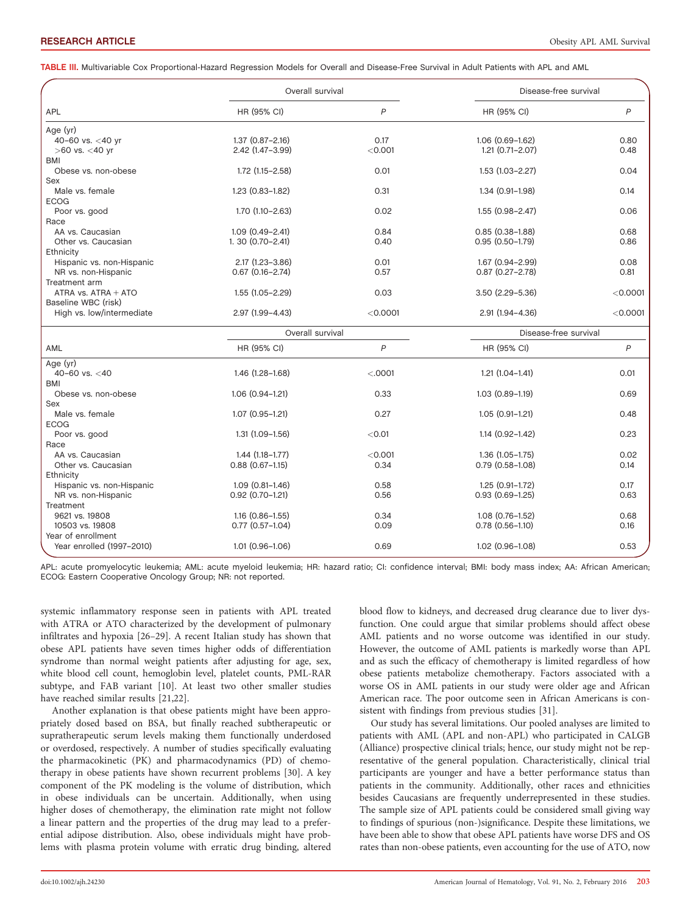**TABLE III.** Multivariable Cox Proportional-Hazard Regression Models for Overall and Disease-Free Survival in Adult Patients with APL and AML

| | Overall survival | | Disease-free survival | |
|---|---|---|---|---|
| APL | HR (95% CI) | P | HR (95% CI) | P |
| Age (yr) | | | | |
| 40–60 vs. <40 yr | 1.37 (0.87–2.16) | 0.17 | 1.06 (0.69–1.62) | 0.80 |
| >60 vs. <40 yr | 2.42 (1.47–3.99) | <0.001 | 1.21 (0.71–2.07) | 0.48 |
| BMI | | | | |
| Obese vs. non-obese | 1.72 (1.15–2.58) | 0.01 | 1.53 (1.03–2.27) | 0.04 |
| Sex | | | | |
| Male vs. female | 1.23 (0.83–1.82) | 0.31 | 1.34 (0.91–1.98) | 0.14 |
| ECOG | | | | |
| Poor vs. good | 1.70 (1.10–2.63) | 0.02 | 1.55 (0.98–2.47) | 0.06 |
| Race | | | | |
| AA vs. Caucasian | 1.09 (0.49–2.41) | 0.84 | 0.85 (0.38–1.88) | 0.68 |
| Other vs. Caucasian | 1. 30 (0.70–2.41) | 0.40 | 0.95 (0.50–1.79) | 0.86 |
| Ethnicity | | | | |
| Hispanic vs. non-Hispanic | 2.17 (1.23–3.86) | 0.01 | 1.67 (0.94–2.99) | 0.08 |
| NR vs. non-Hispanic | 0.67 (0.16–2.74) | 0.57 | 0.87 (0.27–2.78) | 0.81 |
| Treatment arm | | | | |
| ATRA vs. ATRA + ATO | 1.55 (1.05–2.29) | 0.03 | 3.50 (2.29–5.36) | <0.0001 |
| Baseline WBC (risk) | | | | |
| High vs. low/intermediate | 2.97 (1.99–4.43) | <0.0001 | 2.91 (1.94–4.36) | <0.0001 |
| | **Overall survival** | | **Disease-free survival** | |
| AML | HR (95% CI) | P | HR (95% CI) | P |
| Age (yr) | | | | |
| 40–60 vs. <40 | 1.46 (1.28–1.68) | <.0001 | 1.21 (1.04–1.41) | 0.01 |
| BMI | | | | |
| Obese vs. non-obese | 1.06 (0.94–1.21) | 0.33 | 1.03 (0.89–1.19) | 0.69 |
| Sex | | | | |
| Male vs. female | 1.07 (0.95–1.21) | 0.27 | 1.05 (0.91–1.21) | 0.48 |
| ECOG | | | | |
| Poor vs. good | 1.31 (1.09–1.56) | <0.01 | 1.14 (0.92–1.42) | 0.23 |
| Race | | | | |
| AA vs. Caucasian | 1.44 (1.18–1.77) | <0.001 | 1.36 (1.05–1.75) | 0.02 |
| Other vs. Caucasian | 0.88 (0.67–1.15) | 0.34 | 0.79 (0.58–1.08) | 0.14 |
| Ethnicity | | | | |
| Hispanic vs. non-Hispanic | 1.09 (0.81–1.46) | 0.58 | 1.25 (0.91–1.72) | 0.17 |
| NR vs. non-Hispanic | 0.92 (0.70–1.21) | 0.56 | 0.93 (0.69–1.25) | 0.63 |
| Treatment | | | | |
| 9621 vs. 19808 | 1.16 (0.86–1.55) | 0.34 | 1.08 (0.76–1.52) | 0.68 |
| 10503 vs. 19808 | 0.77 (0.57–1.04) | 0.09 | 0.78 (0.56–1.10) | 0.16 |
| Year of enrollment | | | | |
| Year enrolled (1997–2010) | 1.01 (0.96–1.06) | 0.69 | 1.02 (0.96–1.08) | 0.53 |

APL: acute promyelocytic leukemia; AML: acute myeloid leukemia; HR: hazard ratio; CI: confidence interval; BMI: body mass index; AA: African American; ECOG: Eastern Cooperative Oncology Group; NR: not reported.

systemic inflammatory response seen in patients with APL treated with ATRA or ATO characterized by the development of pulmonary infiltrates and hypoxia [26–29]. A recent Italian study has shown that obese APL patients have seven times higher odds of differentiation syndrome than normal weight patients after adjusting for age, sex, white blood cell count, hemoglobin level, platelet counts, PML-RAR subtype, and FAB variant [10]. At least two other smaller studies have reached similar results [21,22].

Another explanation is that obese patients might have been appropriately dosed based on BSA, but finally reached subtherapeutic or supratherapeutic serum levels making them functionally underdosed or overdosed, respectively. A number of studies specifically evaluating the pharmacokinetic (PK) and pharmacodynamics (PD) of chemotherapy in obese patients have shown recurrent problems [30]. A key component of the PK modeling is the volume of distribution, which in obese individuals can be uncertain. Additionally, when using higher doses of chemotherapy, the elimination rate might not follow a linear pattern and the properties of the drug may lead to a preferential adipose distribution. Also, obese individuals might have problems with plasma protein volume with erratic drug binding, altered blood flow to kidneys, and decreased drug clearance due to liver dysfunction. One could argue that similar problems should affect obese AML patients and no worse outcome was identified in our study. However, the outcome of AML patients is markedly worse than APL and as such the efficacy of chemotherapy is limited regardless of how obese patients metabolize chemotherapy. Factors associated with a worse OS in AML patients in our study were older age and African American race. The poor outcome seen in African Americans is consistent with findings from previous studies [31].

Our study has several limitations. Our pooled analyses are limited to patients with AML (APL and non-APL) who participated in CALGB (Alliance) prospective clinical trials; hence, our study might not be representative of the general population. Characteristically, clinical trial participants are younger and have a better performance status than patients in the community. Additionally, other races and ethnicities besides Caucasians are frequently underrepresented in these studies. The sample size of APL patients could be considered small giving way to findings of spurious (non-)significance. Despite these limitations, we have been able to show that obese APL patients have worse DFS and OS rates than non-obese patients, even accounting for the use of ATO, now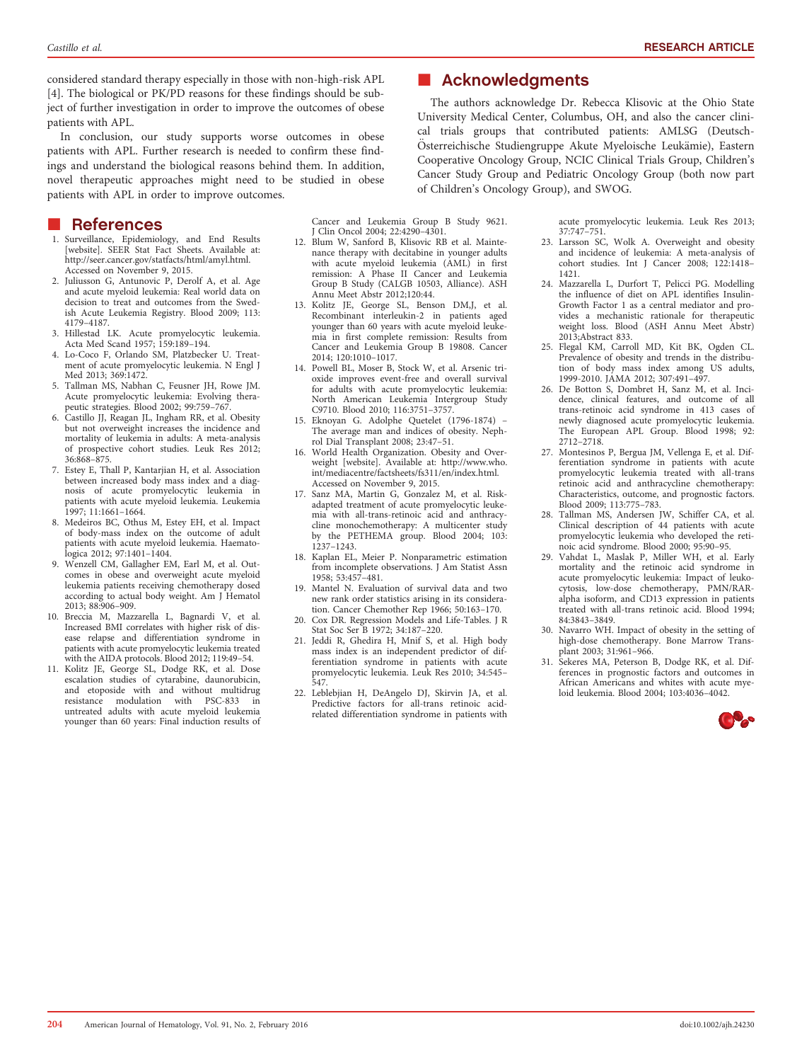considered standard therapy especially in those with non-high-risk APL [4]. The biological or PK/PD reasons for these findings should be subject of further investigation in order to improve the outcomes of obese patients with APL.

In conclusion, our study supports worse outcomes in obese patients with APL. Further research is needed to confirm these findings and understand the biological reasons behind them. In addition, novel therapeutic approaches might need to be studied in obese patients with APL in order to improve outcomes.

## Acknowledgments

The authors acknowledge Dr. Rebecca Klisovic at the Ohio State University Medical Center, Columbus, OH, and also the cancer clinical trials groups that contributed patients: AMLSG (Deutsch-Österreichische Studiengruppe Akute Myeloische Leukämie), Eastern Cooperative Oncology Group, NCIC Clinical Trials Group, Children's Cancer Study Group and Pediatric Oncology Group (both now part of Children's Oncology Group), and SWOG.

## References

1. Surveillance, Epidemiology, and End Results [website]. SEER Stat Fact Sheets. Available at: http://seer.cancer.gov/statfacts/html/amyl.html. Accessed on November 9, 2015.
2. Juliusson G, Antunovic P, Derolf A, et al. Age and acute myeloid leukemia: Real world data on decision to treat and outcomes from the Swedish Acute Leukemia Registry. Blood 2009; 113: 4179–4187.
3. Hillestad LK. Acute promyelocytic leukemia. Acta Med Scand 1957; 159:189–194.
4. Lo-Coco F, Orlando SM, Platzbecker U. Treatment of acute promyelocytic leukemia. N Engl J Med 2013; 369:1472.
5. Tallman MS, Nabhan C, Feusner JH, Rowe JM. Acute promyelocytic leukemia: Evolving therapeutic strategies. Blood 2002; 99:759–767.
6. Castillo JJ, Reagan JL, Ingham RR, et al. Obesity but not overweight increases the incidence and mortality of leukemia in adults: A meta-analysis of prospective cohort studies. Leuk Res 2012; 36:868–875.
7. Estey E, Thall P, Kantarjian H, et al. Association between increased body mass index and a diagnosis of acute promyelocytic leukemia in patients with acute myeloid leukemia. Leukemia 1997; 11:1661–1664.
8. Medeiros BC, Othus M, Estey EH, et al. Impact of body-mass index on the outcome of adult patients with acute myeloid leukemia. Haematologica 2012; 97:1401–1404.
9. Wenzell CM, Gallagher EM, Earl M, et al. Outcomes in obese and overweight acute myeloid leukemia patients receiving chemotherapy dosed according to actual body weight. Am J Hematol 2013; 88:906–909.
10. Breccia M, Mazzarella L, Bagnardi V, et al. Increased BMI correlates with higher risk of disease relapse and differentiation syndrome in patients with acute promyelocytic leukemia treated with the AIDA protocols. Blood 2012; 119:49–54.
11. Kolitz JE, George SL, Dodge RK, et al. Dose escalation studies of cytarabine, daunorubicin, and etoposide with and without multidrug resistance modulation with PSC-833 in untreated adults with acute myeloid leukemia younger than 60 years: Final induction results of Cancer and Leukemia Group B Study 9621. J Clin Oncol 2004; 22:4290–4301.
12. Blum W, Sanford B, Klisovic RB et al. Maintenance therapy with decitabine in younger adults with acute myeloid leukemia (AML) in first remission: A Phase II Cancer and Leukemia Group B Study (CALGB 10503, Alliance). ASH Annu Meet Abstr 2012;120:44.
13. Kolitz JE, George SL, Benson DM,J, et al. Recombinant interleukin-2 in patients aged younger than 60 years with acute myeloid leukemia in first complete remission: Results from Cancer and Leukemia Group B 19808. Cancer 2014; 120:1010–1017.
14. Powell BL, Moser B, Stock W, et al. Arsenic trioxide improves event-free and overall survival for adults with acute promyelocytic leukemia: North American Leukemia Intergroup Study C9710. Blood 2010; 116:3751–3757.
15. Eknoyan G. Adolphe Quetelet (1796-1874) – The average man and indices of obesity. Nephrol Dial Transplant 2008; 23:47–51.
16. World Health Organization. Obesity and Overweight [website]. Available at: http://www.who.int/mediacentre/factsheets/fs311/en/index.html. Accessed on November 9, 2015.
17. Sanz MA, Martin G, Gonzalez M, et al. Risk-adapted treatment of acute promyelocytic leukemia with all-trans-retinoic acid and anthracycline monochemotherapy: A multicenter study by the PETHEMA group. Blood 2004; 103: 1237–1243.
18. Kaplan EL, Meier P. Nonparametric estimation from incomplete observations. J Am Statist Assn 1958; 53:457–481.
19. Mantel N. Evaluation of survival data and two new rank order statistics arising in its consideration. Cancer Chemother Rep 1966; 50:163–170.
20. Cox DR. Regression Models and Life-Tables. J R Stat Soc Ser B 1972; 34:187–220.
21. Jeddi R, Ghedira H, Mnif S, et al. High body mass index is an independent predictor of differentiation syndrome in patients with acute promyelocytic leukemia. Leuk Res 2010; 34:545–547.
22. Leblebjian H, DeAngelo DJ, Skirvin JA, et al. Predictive factors for all-trans retinoic acid-related differentiation syndrome in patients with acute promyelocytic leukemia. Leuk Res 2013; 37:747–751.
23. Larsson SC, Wolk A. Overweight and obesity and incidence of leukemia: A meta-analysis of cohort studies. Int J Cancer 2008; 122:1418–1421.
24. Mazzarella L, Durfort T, Pelicci PG. Modelling the influence of diet on APL identifies Insulin-Growth Factor 1 as a central mediator and provides a mechanistic rationale for therapeutic weight loss. Blood (ASH Annu Meet Abstr) 2013;Abstract 833.
25. Flegal KM, Carroll MD, Kit BK, Ogden CL. Prevalence of obesity and trends in the distribution of body mass index among US adults, 1999-2010. JAMA 2012; 307:491–497.
26. De Botton S, Dombret H, Sanz M, et al. Incidence, clinical features, and outcome of all trans-retinoic acid syndrome in 413 cases of newly diagnosed acute promyelocytic leukemia. The European APL Group. Blood 1998; 92: 2712–2718.
27. Montesinos P, Bergua JM, Vellenga E, et al. Differentiation syndrome in patients with acute promyelocytic leukemia treated with all-trans retinoic acid and anthracycline chemotherapy: Characteristics, outcome, and prognostic factors. Blood 2009; 113:775–783.
28. Tallman MS, Andersen JW, Schiffer CA, et al. Clinical description of 44 patients with acute promyelocytic leukemia who developed the retinoic acid syndrome. Blood 2000; 95:90–95.
29. Vahdat L, Maslak P, Miller WH, et al. Early mortality and the retinoic acid syndrome in acute promyelocytic leukemia: Impact of leukocytosis, low-dose chemotherapy, PMN/RAR-alpha isoform, and CD13 expression in patients treated with all-trans retinoic acid. Blood 1994; 84:3843–3849.
30. Navarro WH. Impact of obesity in the setting of high-dose chemotherapy. Bone Marrow Transplant 2003; 31:961–966.
31. Sekeres MA, Peterson B, Dodge RK, et al. Differences in prognostic factors and outcomes in African Americans and whites with acute myeloid leukemia. Blood 2004; 103:4036–4042.